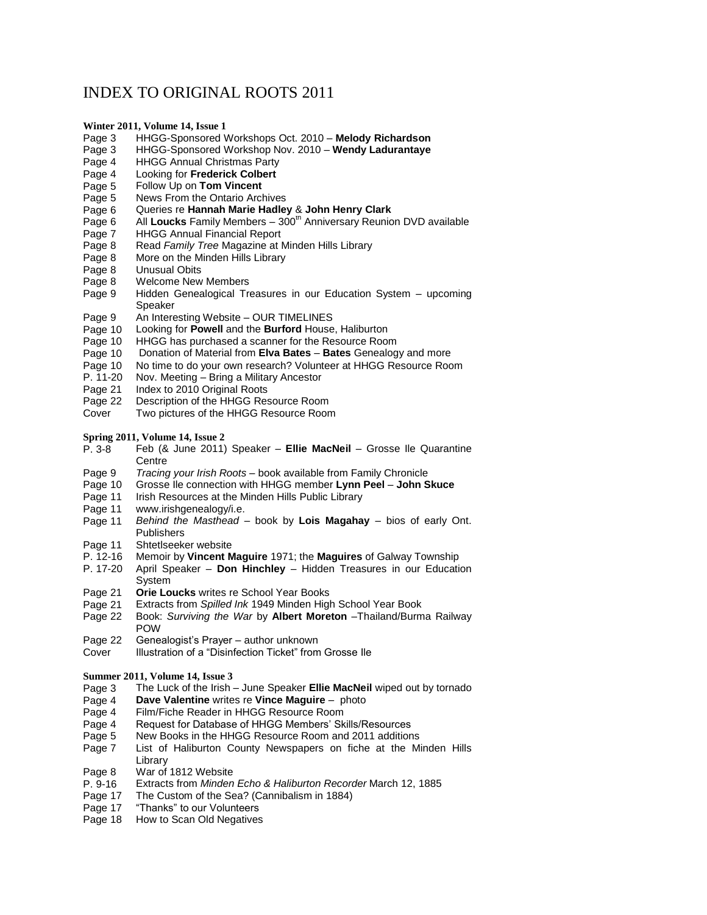# INDEX TO ORIGINAL ROOTS 2011

**Winter 2011, Volume 14, Issue 1**

Page 3 HHGG-Sponsored Workshops Oct. 2010 – **Melody Richardson**
Page 3 HHGG-Sponsored Workshop Nov. 2010 – **Wendy Ladurantaye**
Page 4 HHGG Annual Christmas Party
Page 4 Looking for **Frederick Colbert**
Page 5 Follow Up on **Tom Vincent**
Page 5 News From the Ontario Archives
Page 6 Queries re **Hannah Marie Hadley** & **John Henry Clark**
Page 6 All **Loucks** Family Members – 300th Anniversary Reunion DVD available
Page 7 HHGG Annual Financial Report
Page 8 Read *Family Tree* Magazine at Minden Hills Library
Page 8 More on the Minden Hills Library
Page 8 Unusual Obits
Page 8 Welcome New Members
Page 9 Hidden Genealogical Treasures in our Education System – upcoming Speaker
Page 9 An Interesting Website – OUR TIMELINES
Page 10 Looking for **Powell** and the **Burford** House, Haliburton
Page 10 HHGG has purchased a scanner for the Resource Room
Page 10 Donation of Material from **Elva Bates** – **Bates** Genealogy and more
Page 10 No time to do your own research? Volunteer at HHGG Resource Room
P. 11-20 Nov. Meeting – Bring a Military Ancestor
Page 21 Index to 2010 Original Roots
Page 22 Description of the HHGG Resource Room
Cover Two pictures of the HHGG Resource Room

**Spring 2011, Volume 14, Issue 2**

P. 3-8 Feb (& June 2011) Speaker – **Ellie MacNeil** – Grosse Ile Quarantine Centre
Page 9 *Tracing your Irish Roots* – book available from Family Chronicle
Page 10 Grosse Ile connection with HHGG member **Lynn Peel** – **John Skuce**
Page 11 Irish Resources at the Minden Hills Public Library
Page 11 www.irishgenealogy/i.e.
Page 11 *Behind the Masthead* – book by **Lois Magahay** – bios of early Ont. Publishers
Page 11 Shtetlseeker website
P. 12-16 Memoir by **Vincent Maguire** 1971; the **Maguires** of Galway Township
P. 17-20 April Speaker – **Don Hinchley** – Hidden Treasures in our Education System
Page 21 **Orie Loucks** writes re School Year Books
Page 21 Extracts from *Spilled Ink* 1949 Minden High School Year Book
Page 22 Book: *Surviving the War* by **Albert Moreton** –Thailand/Burma Railway POW
Page 22 Genealogist's Prayer – author unknown
Cover Illustration of a "Disinfection Ticket" from Grosse Ile

**Summer 2011, Volume 14, Issue 3**

Page 3 The Luck of the Irish – June Speaker **Ellie MacNeil** wiped out by tornado
Page 4 **Dave Valentine** writes re **Vince Maguire** – photo
Page 4 Film/Fiche Reader in HHGG Resource Room
Page 4 Request for Database of HHGG Members' Skills/Resources
Page 5 New Books in the HHGG Resource Room and 2011 additions
Page 7 List of Haliburton County Newspapers on fiche at the Minden Hills Library
Page 8 War of 1812 Website
P. 9-16 Extracts from *Minden Echo & Haliburton Recorder* March 12, 1885
Page 17 The Custom of the Sea? (Cannibalism in 1884)
Page 17 "Thanks" to our Volunteers
Page 18 How to Scan Old Negatives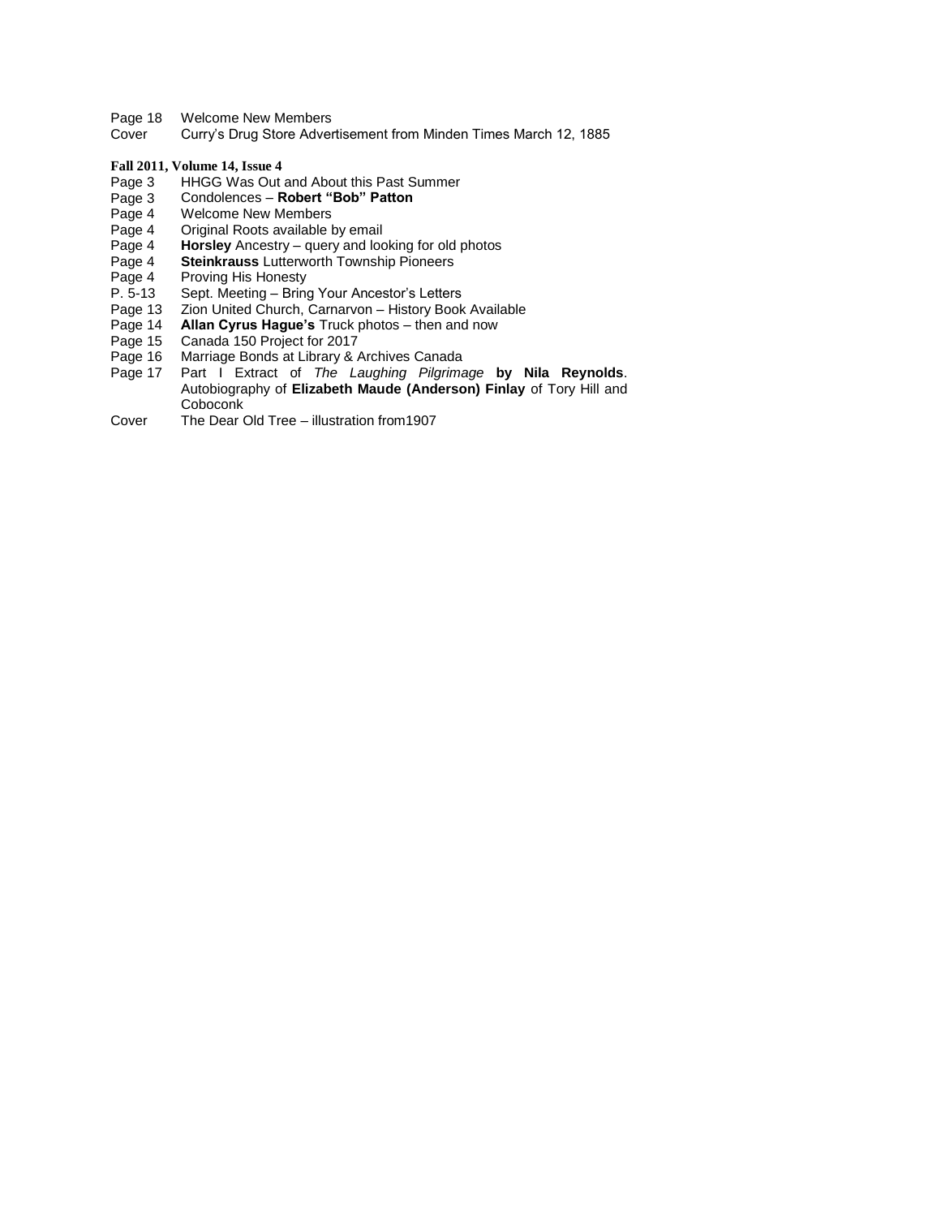Page 18 Welcome New Members
Cover Curry's Drug Store Advertisement from Minden Times March 12, 1885

**Fall 2011, Volume 14, Issue 4**

Page 3 HHGG Was Out and About this Past Summer
Page 3 Condolences – **Robert "Bob" Patton**
Page 4 Welcome New Members
Page 4 Original Roots available by email
Page 4 **Horsley** Ancestry – query and looking for old photos
Page 4 **Steinkrauss** Lutterworth Township Pioneers
Page 4 Proving His Honesty
P. 5-13 Sept. Meeting – Bring Your Ancestor's Letters
Page 13 Zion United Church, Carnarvon – History Book Available
Page 14 **Allan Cyrus Hague's** Truck photos – then and now
Page 15 Canada 150 Project for 2017
Page 16 Marriage Bonds at Library & Archives Canada
Page 17 Part I Extract of *The Laughing Pilgrimage* **by Nila Reynolds**. Autobiography of **Elizabeth Maude (Anderson) Finlay** of Tory Hill and Coboconk
Cover The Dear Old Tree – illustration from1907